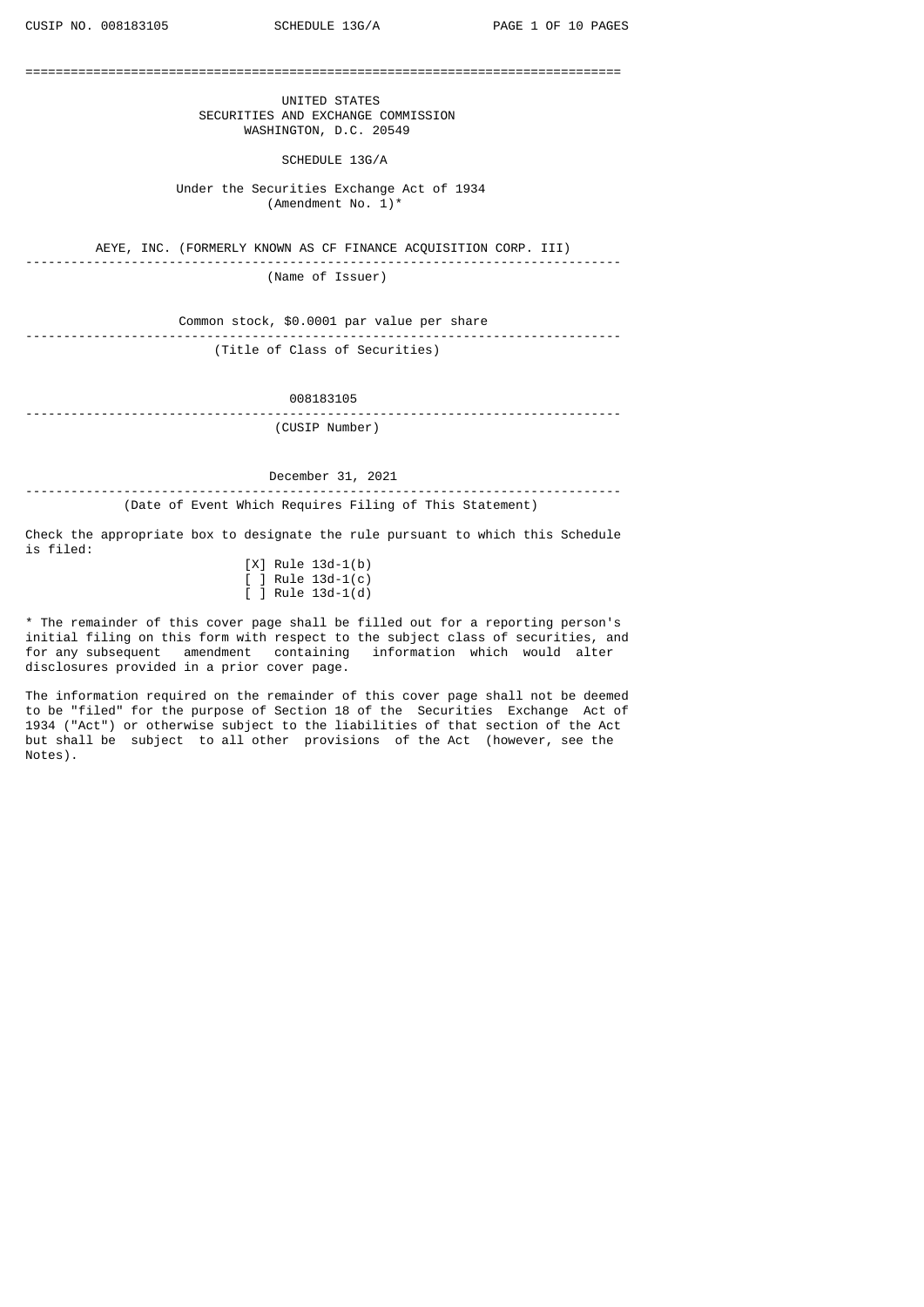# UNITED STATES
# SECURITIES AND EXCHANGE COMMISSION
WASHINGTON, D.C. 20549

## SCHEDULE 13G/A

Under the Securities Exchange Act of 1934
(Amendment No. 1)*

AEYE, INC. (FORMERLY KNOWN AS CF FINANCE ACQUISITION CORP. III)

(Name of Issuer)

Common stock, $0.0001 par value per share

(Title of Class of Securities)

008183105

(CUSIP Number)

December 31, 2021

(Date of Event Which Requires Filing of This Statement)

Check the appropriate box to designate the rule pursuant to which this Schedule is filed:

[X] Rule 13d-1(b)
[ ] Rule 13d-1(c)
[ ] Rule 13d-1(d)

* The remainder of this cover page shall be filled out for a reporting person's initial filing on this form with respect to the subject class of securities, and for any subsequent amendment containing information which would alter disclosures provided in a prior cover page.

The information required on the remainder of this cover page shall not be deemed to be "filed" for the purpose of Section 18 of the Securities Exchange Act of 1934 ("Act") or otherwise subject to the liabilities of that section of the Act but shall be subject to all other provisions of the Act (however, see the Notes).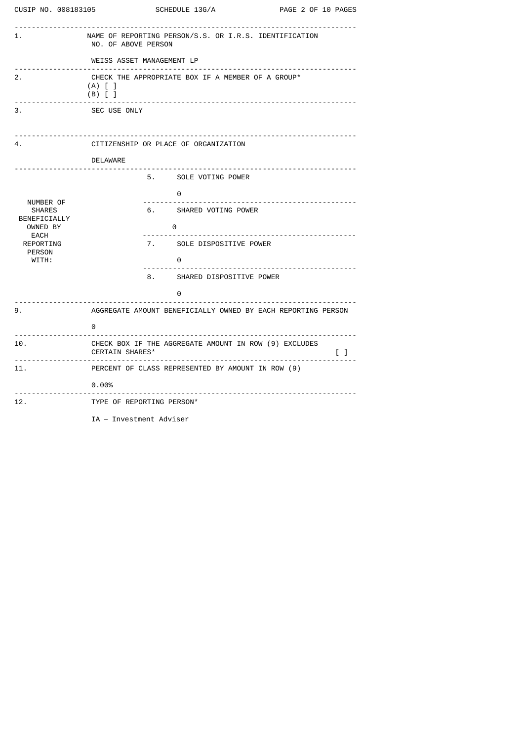| | | |
|---|---|---|
| 1. | NAME OF REPORTING PERSON/S.S. OR I.R.S. IDENTIFICATION NO. OF ABOVE PERSON<br><br>WEISS ASSET MANAGEMENT LP | |
| 2. | CHECK THE APPROPRIATE BOX IF A MEMBER OF A GROUP*<br>(A) [ ]<br>(B) [ ] | |
| 3. | SEC USE ONLY | |
| 4. | CITIZENSHIP OR PLACE OF ORGANIZATION<br><br>DELAWARE | |
| NUMBER OF SHARES BENEFICIALLY OWNED BY EACH REPORTING PERSON WITH: | 5. SOLE VOTING POWER<br><br>0 | |
| | 6. SHARED VOTING POWER<br><br>0 | |
| | 7. SOLE DISPOSITIVE POWER<br><br>0 | |
| | 8. SHARED DISPOSITIVE POWER<br><br>0 | |
| 9. | AGGREGATE AMOUNT BENEFICIALLY OWNED BY EACH REPORTING PERSON<br><br>0 | |
| 10. | CHECK BOX IF THE AGGREGATE AMOUNT IN ROW (9) EXCLUDES CERTAIN SHARES* | [ ] |
| 11. | PERCENT OF CLASS REPRESENTED BY AMOUNT IN ROW (9)<br><br>0.00% | |
| 12. | TYPE OF REPORTING PERSON*<br><br>IA – Investment Adviser | |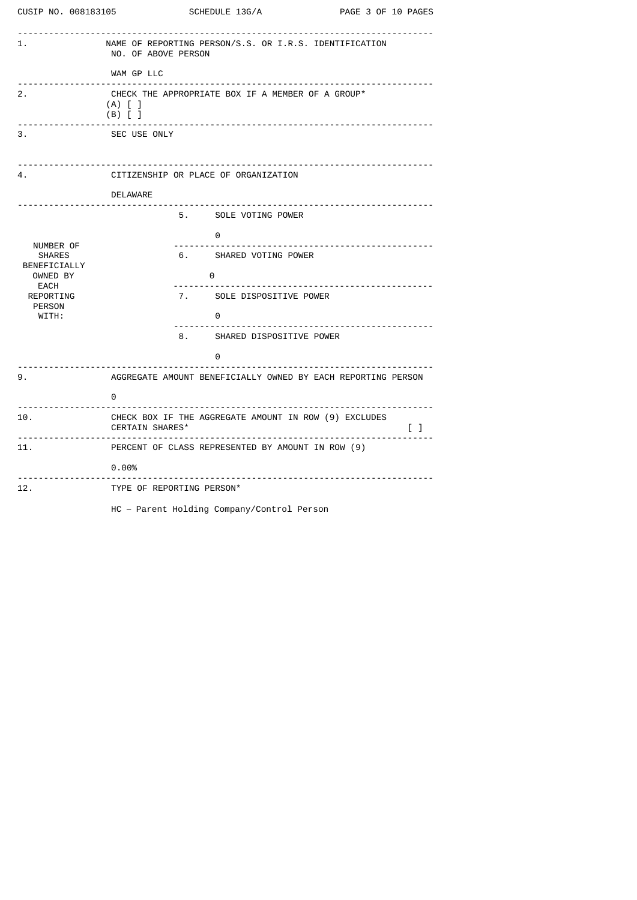| | | | |
|---|---|---|---|
| 1. | NAME OF REPORTING PERSON/S.S. OR I.R.S. IDENTIFICATION NO. OF ABOVE PERSON<br><br>WAM GP LLC | | |
| 2. | CHECK THE APPROPRIATE BOX IF A MEMBER OF A GROUP*<br>(A) [ ]<br>(B) [ ] | | |
| 3. | SEC USE ONLY | | |
| 4. | CITIZENSHIP OR PLACE OF ORGANIZATION<br><br>DELAWARE | | |
| NUMBER OF SHARES BENEFICIALLY OWNED BY EACH REPORTING PERSON WITH: | | 5. | SOLE VOTING POWER<br><br>0 |
| | | 6. | SHARED VOTING POWER<br><br>0 |
| | | 7. | SOLE DISPOSITIVE POWER<br><br>0 |
| | | 8. | SHARED DISPOSITIVE POWER<br><br>0 |
| 9. | AGGREGATE AMOUNT BENEFICIALLY OWNED BY EACH REPORTING PERSON<br><br>0 | | |
| 10. | CHECK BOX IF THE AGGREGATE AMOUNT IN ROW (9) EXCLUDES CERTAIN SHARES* [ ] | | |
| 11. | PERCENT OF CLASS REPRESENTED BY AMOUNT IN ROW (9)<br><br>0.00% | | |
| 12. | TYPE OF REPORTING PERSON*<br><br>HC – Parent Holding Company/Control Person | | |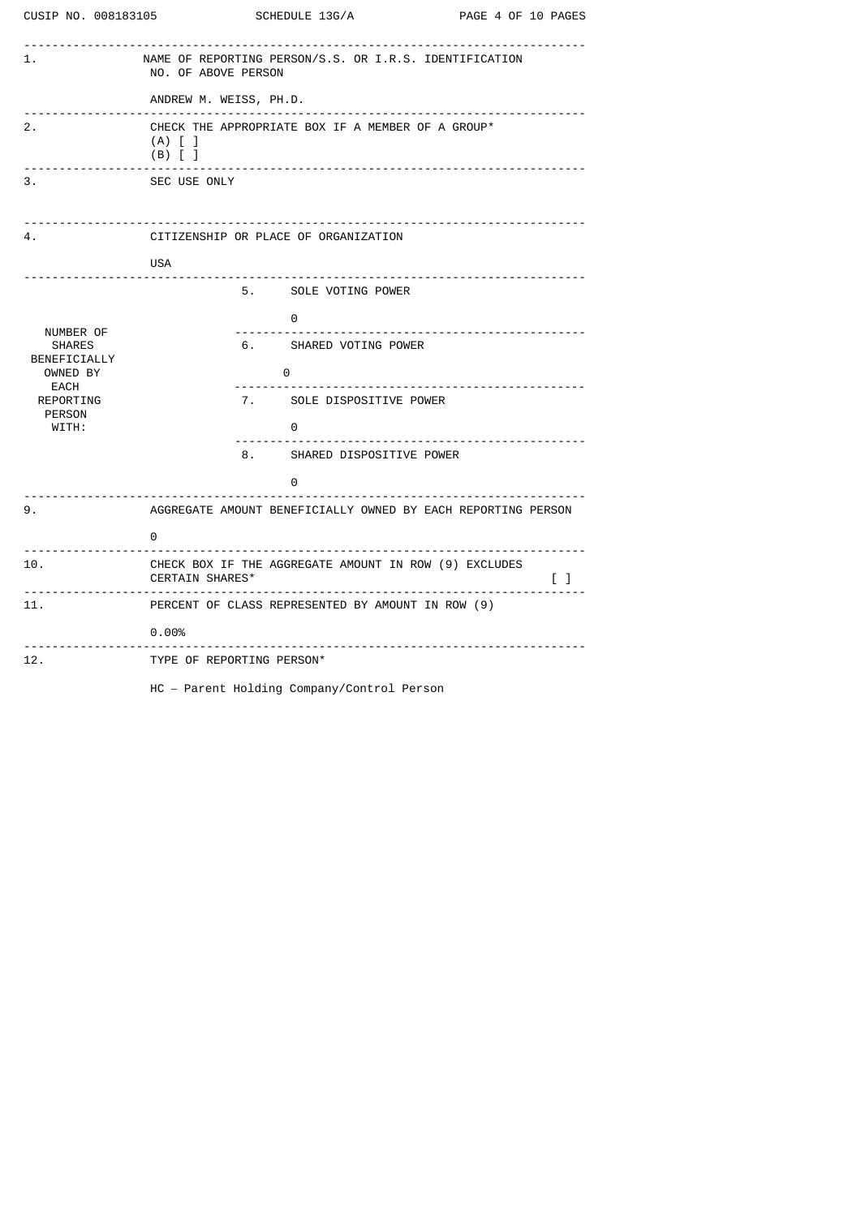CUSIP NO. 008183105 SCHEDULE 13G/A

| | | |
|---|---|---|
| 1. | NAME OF REPORTING PERSON/S.S. OR I.R.S. IDENTIFICATION NO. OF ABOVE PERSON<br><br>ANDREW M. WEISS, PH.D. | |
| 2. | CHECK THE APPROPRIATE BOX IF A MEMBER OF A GROUP*<br>(A) [ ]<br>(B) [ ] | |
| 3. | SEC USE ONLY | |
| 4. | CITIZENSHIP OR PLACE OF ORGANIZATION<br><br>USA | |
| NUMBER OF SHARES BENEFICIALLY OWNED BY EACH REPORTING PERSON WITH: | 5. SOLE VOTING POWER | 0 |
| | 6. SHARED VOTING POWER | 0 |
| | 7. SOLE DISPOSITIVE POWER | 0 |
| | 8. SHARED DISPOSITIVE POWER | 0 |
| 9. | AGGREGATE AMOUNT BENEFICIALLY OWNED BY EACH REPORTING PERSON<br><br>0 | |
| 10. | CHECK BOX IF THE AGGREGATE AMOUNT IN ROW (9) EXCLUDES CERTAIN SHARES* | [ ] |
| 11. | PERCENT OF CLASS REPRESENTED BY AMOUNT IN ROW (9)<br><br>0.00% | |
| 12. | TYPE OF REPORTING PERSON*<br><br>HC – Parent Holding Company/Control Person | |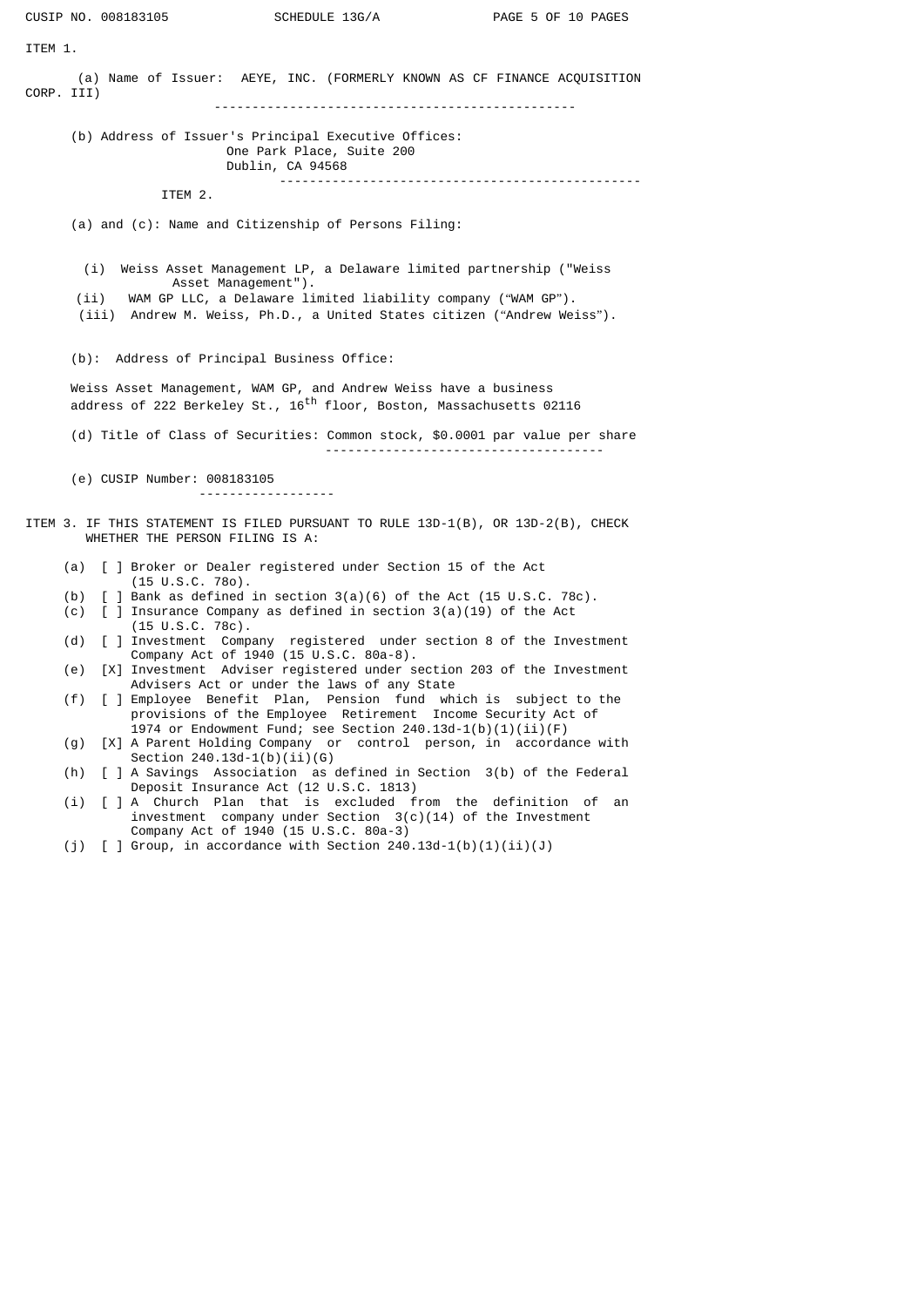ITEM 1.

(a) Name of Issuer: AEYE, INC. (FORMERLY KNOWN AS CF FINANCE ACQUISITION CORP. III)

(b) Address of Issuer's Principal Executive Offices:
One Park Place, Suite 200
Dublin, CA 94568

ITEM 2.

(a) and (c): Name and Citizenship of Persons Filing:

(i) Weiss Asset Management LP, a Delaware limited partnership ("Weiss Asset Management").
(ii) WAM GP LLC, a Delaware limited liability company ("WAM GP").
(iii) Andrew M. Weiss, Ph.D., a United States citizen ("Andrew Weiss").

(b): Address of Principal Business Office:

Weiss Asset Management, WAM GP, and Andrew Weiss have a business address of 222 Berkeley St., 16th floor, Boston, Massachusetts 02116

(d) Title of Class of Securities: Common stock, $0.0001 par value per share

(e) CUSIP Number: 008183105

ITEM 3. IF THIS STATEMENT IS FILED PURSUANT TO RULE 13D-1(B), OR 13D-2(B), CHECK WHETHER THE PERSON FILING IS A:

(a) [ ] Broker or Dealer registered under Section 15 of the Act (15 U.S.C. 78o).
(b) [ ] Bank as defined in section 3(a)(6) of the Act (15 U.S.C. 78c).
(c) [ ] Insurance Company as defined in section 3(a)(19) of the Act (15 U.S.C. 78c).
(d) [ ] Investment Company registered under section 8 of the Investment Company Act of 1940 (15 U.S.C. 80a-8).
(e) [X] Investment Adviser registered under section 203 of the Investment Advisers Act or under the laws of any State
(f) [ ] Employee Benefit Plan, Pension fund which is subject to the provisions of the Employee Retirement Income Security Act of 1974 or Endowment Fund; see Section 240.13d-1(b)(1)(ii)(F)
(g) [X] A Parent Holding Company or control person, in accordance with Section 240.13d-1(b)(ii)(G)
(h) [ ] A Savings Association as defined in Section 3(b) of the Federal Deposit Insurance Act (12 U.S.C. 1813)
(i) [ ] A Church Plan that is excluded from the definition of an investment company under Section 3(c)(14) of the Investment Company Act of 1940 (15 U.S.C. 80a-3)
(j) [ ] Group, in accordance with Section 240.13d-1(b)(1)(ii)(J)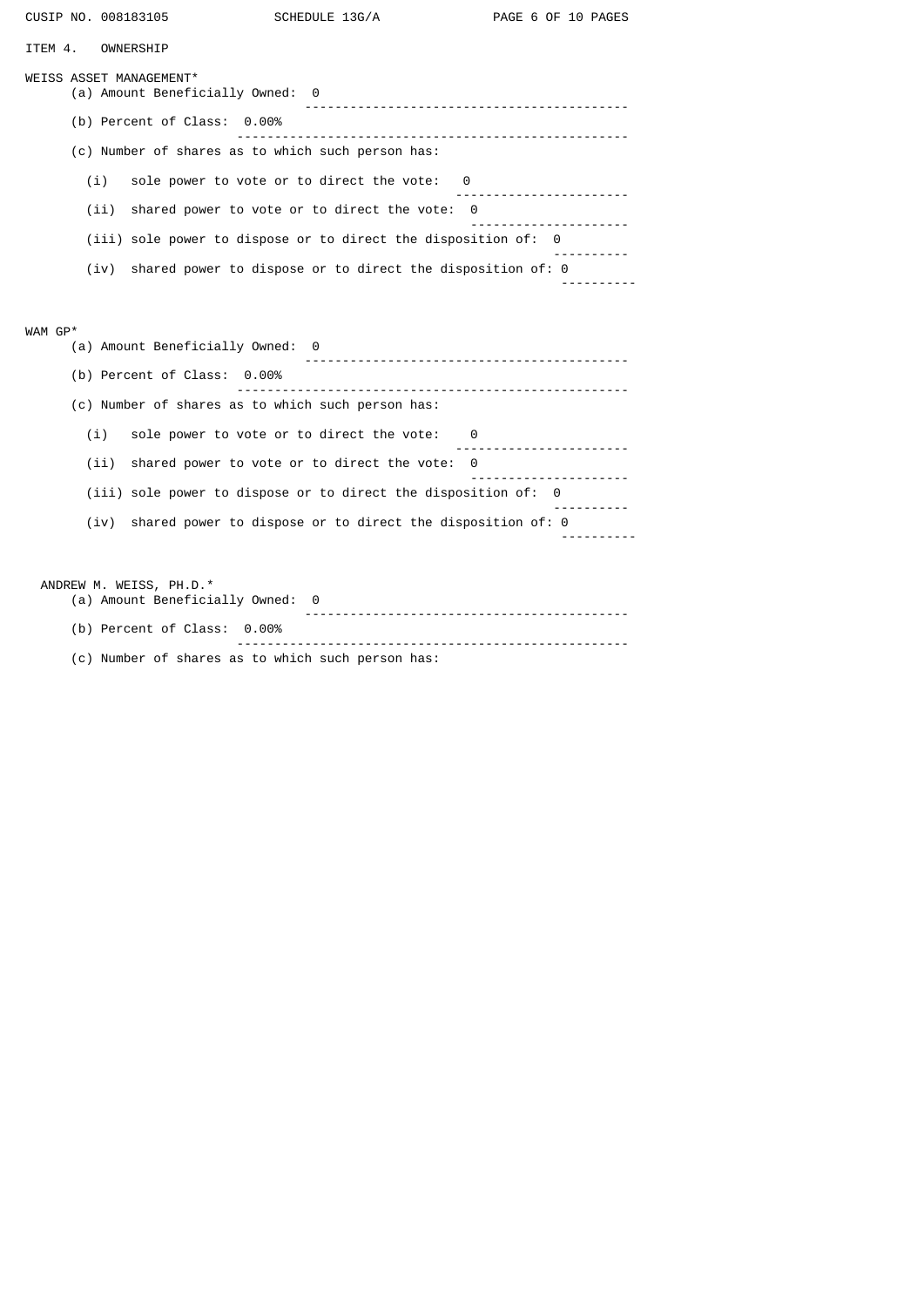## ITEM 4. OWNERSHIP

**WEISS ASSET MANAGEMENT***

(a) Amount Beneficially Owned: 0

(b) Percent of Class: 0.00%

(c) Number of shares as to which such person has:

(i) sole power to vote or to direct the vote: 0

(ii) shared power to vote or to direct the vote: 0

(iii) sole power to dispose or to direct the disposition of: 0

(iv) shared power to dispose or to direct the disposition of: 0

**WAM GP***

(a) Amount Beneficially Owned: 0

(b) Percent of Class: 0.00%

(c) Number of shares as to which such person has:

(i) sole power to vote or to direct the vote: 0

(ii) shared power to vote or to direct the vote: 0

(iii) sole power to dispose or to direct the disposition of: 0

(iv) shared power to dispose or to direct the disposition of: 0

**ANDREW M. WEISS, PH.D.***

(a) Amount Beneficially Owned: 0

(b) Percent of Class: 0.00%

(c) Number of shares as to which such person has: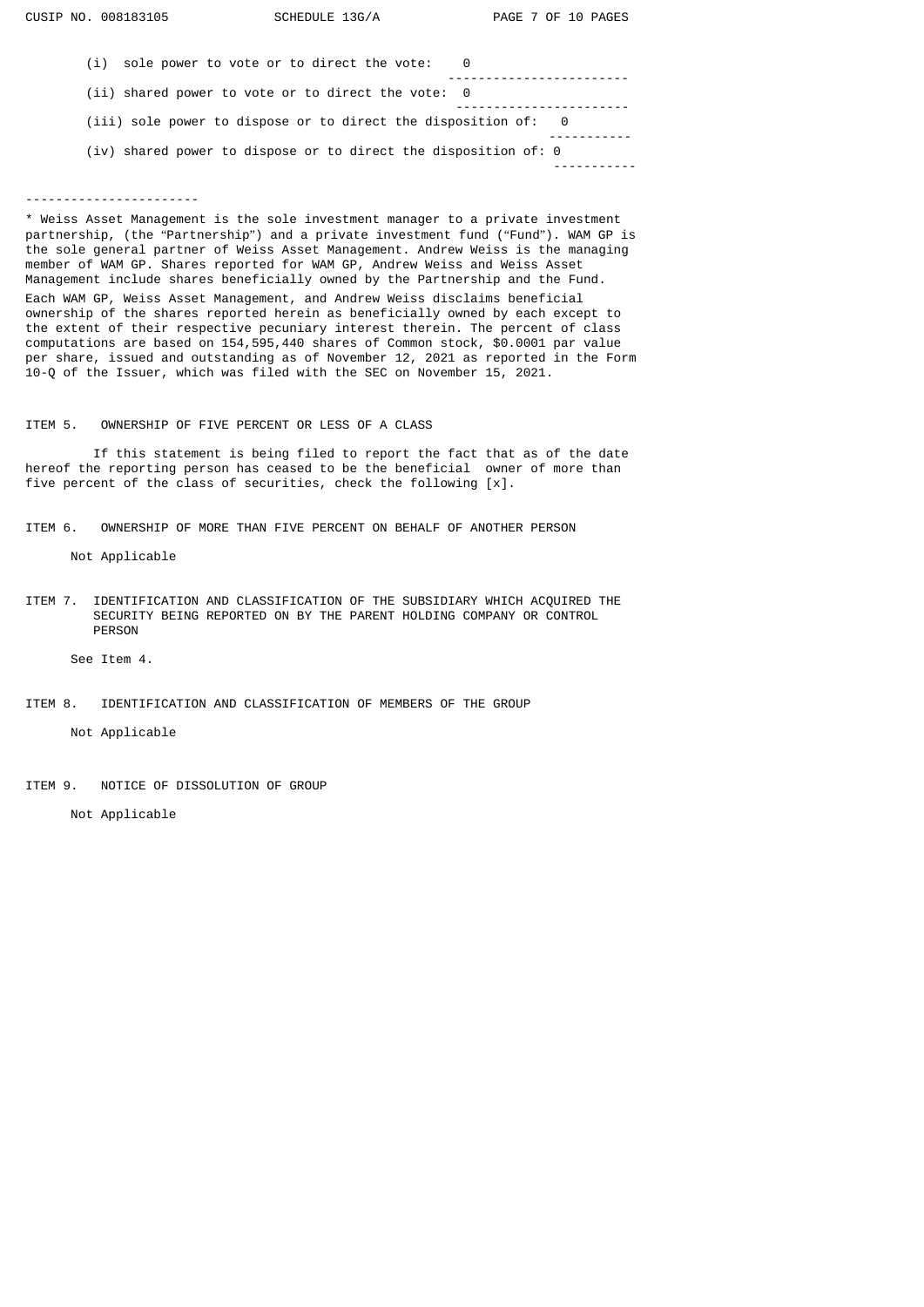(i) sole power to vote or to direct the vote: 0

(ii) shared power to vote or to direct the vote: 0

(iii) sole power to dispose or to direct the disposition of: 0

(iv) shared power to dispose or to direct the disposition of: 0

----------------------

* Weiss Asset Management is the sole investment manager to a private investment partnership, (the "Partnership") and a private investment fund ("Fund"). WAM GP is the sole general partner of Weiss Asset Management. Andrew Weiss is the managing member of WAM GP. Shares reported for WAM GP, Andrew Weiss and Weiss Asset Management include shares beneficially owned by the Partnership and the Fund. Each WAM GP, Weiss Asset Management, and Andrew Weiss disclaims beneficial ownership of the shares reported herein as beneficially owned by each except to the extent of their respective pecuniary interest therein. The percent of class computations are based on 154,595,440 shares of Common stock, $0.0001 par value per share, issued and outstanding as of November 12, 2021 as reported in the Form 10-Q of the Issuer, which was filed with the SEC on November 15, 2021.

ITEM 5. OWNERSHIP OF FIVE PERCENT OR LESS OF A CLASS

If this statement is being filed to report the fact that as of the date hereof the reporting person has ceased to be the beneficial owner of more than five percent of the class of securities, check the following [x].

ITEM 6. OWNERSHIP OF MORE THAN FIVE PERCENT ON BEHALF OF ANOTHER PERSON

Not Applicable

ITEM 7. IDENTIFICATION AND CLASSIFICATION OF THE SUBSIDIARY WHICH ACQUIRED THE SECURITY BEING REPORTED ON BY THE PARENT HOLDING COMPANY OR CONTROL PERSON

See Item 4.

ITEM 8. IDENTIFICATION AND CLASSIFICATION OF MEMBERS OF THE GROUP

Not Applicable

ITEM 9. NOTICE OF DISSOLUTION OF GROUP

Not Applicable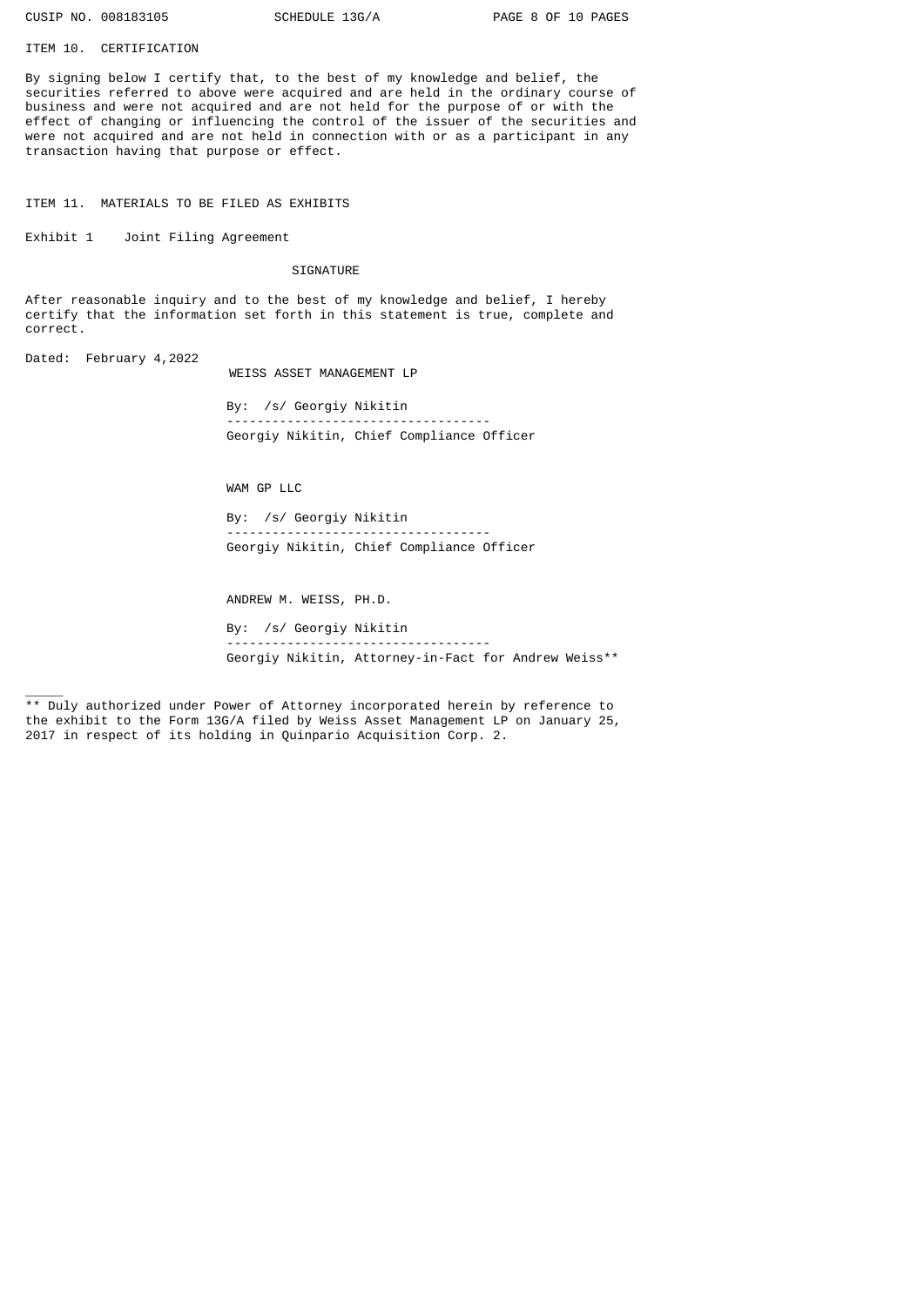ITEM 10. CERTIFICATION

By signing below I certify that, to the best of my knowledge and belief, the securities referred to above were acquired and are held in the ordinary course of business and were not acquired and are not held for the purpose of or with the effect of changing or influencing the control of the issuer of the securities and were not acquired and are not held in connection with or as a participant in any transaction having that purpose or effect.

ITEM 11. MATERIALS TO BE FILED AS EXHIBITS

Exhibit 1 Joint Filing Agreement

SIGNATURE

After reasonable inquiry and to the best of my knowledge and belief, I hereby certify that the information set forth in this statement is true, complete and correct.

Dated: February 4,2022

WEISS ASSET MANAGEMENT LP

By: /s/ Georgiy Nikitin
-----------------------------------
Georgiy Nikitin, Chief Compliance Officer

WAM GP LLC

By: /s/ Georgiy Nikitin
-----------------------------------
Georgiy Nikitin, Chief Compliance Officer

ANDREW M. WEISS, PH.D.

By: /s/ Georgiy Nikitin
-----------------------------------
Georgiy Nikitin, Attorney-in-Fact for Andrew Weiss**

_____

** Duly authorized under Power of Attorney incorporated herein by reference to the exhibit to the Form 13G/A filed by Weiss Asset Management LP on January 25, 2017 in respect of its holding in Quinpario Acquisition Corp. 2.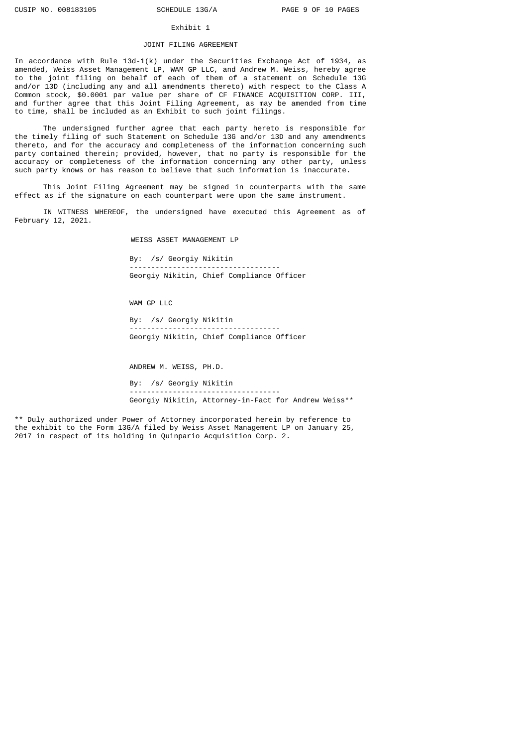Exhibit 1

JOINT FILING AGREEMENT

In accordance with Rule 13d-1(k) under the Securities Exchange Act of 1934, as amended, Weiss Asset Management LP, WAM GP LLC, and Andrew M. Weiss, hereby agree to the joint filing on behalf of each of them of a statement on Schedule 13G and/or 13D (including any and all amendments thereto) with respect to the Class A Common stock, $0.0001 par value per share of CF FINANCE ACQUISITION CORP. III, and further agree that this Joint Filing Agreement, as may be amended from time to time, shall be included as an Exhibit to such joint filings.

The undersigned further agree that each party hereto is responsible for the timely filing of such Statement on Schedule 13G and/or 13D and any amendments thereto, and for the accuracy and completeness of the information concerning such party contained therein; provided, however, that no party is responsible for the accuracy or completeness of the information concerning any other party, unless such party knows or has reason to believe that such information is inaccurate.

This Joint Filing Agreement may be signed in counterparts with the same effect as if the signature on each counterpart were upon the same instrument.

IN WITNESS WHEREOF, the undersigned have executed this Agreement as of February 12, 2021.

WEISS ASSET MANAGEMENT LP

By: /s/ Georgiy Nikitin
-----------------------------------
Georgiy Nikitin, Chief Compliance Officer

WAM GP LLC

By: /s/ Georgiy Nikitin
-----------------------------------
Georgiy Nikitin, Chief Compliance Officer

ANDREW M. WEISS, PH.D.

By: /s/ Georgiy Nikitin
-----------------------------------
Georgiy Nikitin, Attorney-in-Fact for Andrew Weiss**

** Duly authorized under Power of Attorney incorporated herein by reference to the exhibit to the Form 13G/A filed by Weiss Asset Management LP on January 25, 2017 in respect of its holding in Quinpario Acquisition Corp. 2.